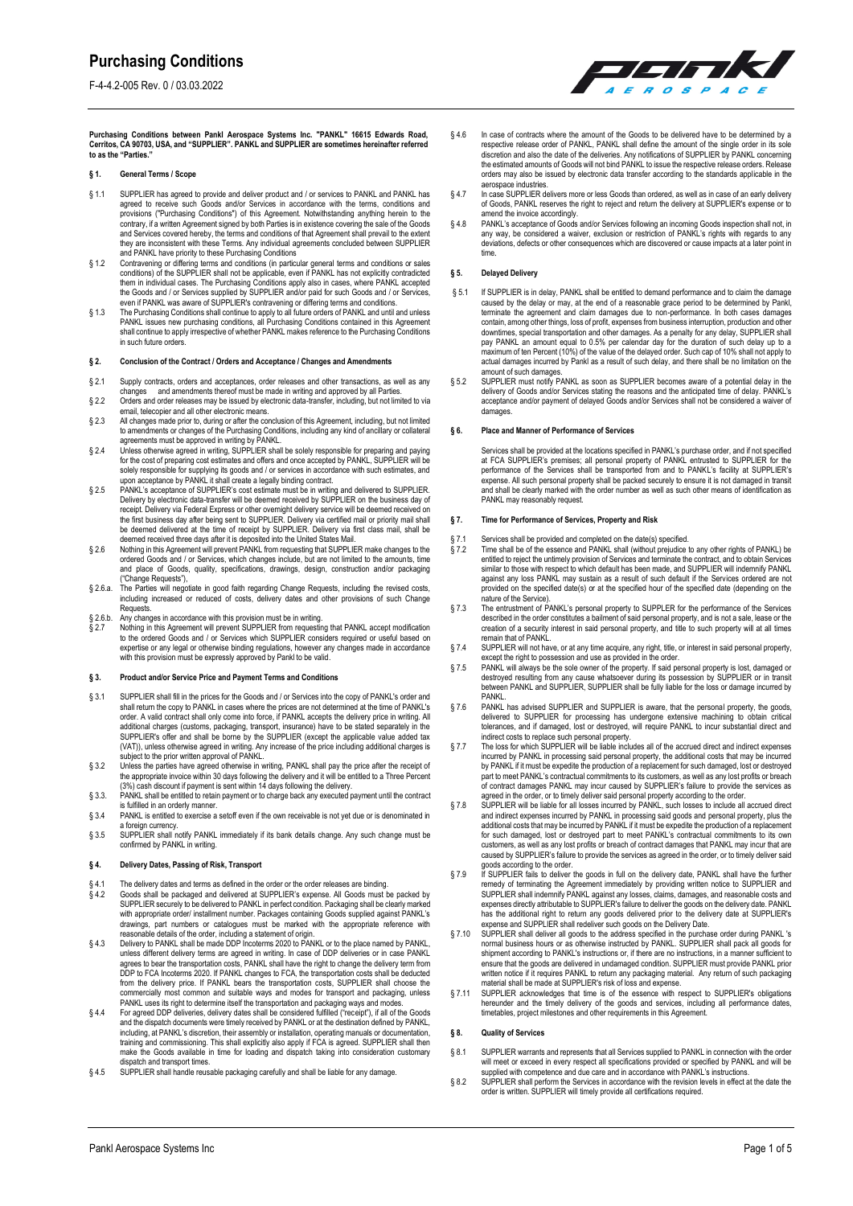# Purchasing Conditions

F-4-4.2-005 Rev. 0 / 03.03.2022

**Purchasing Conditions between Pankl Aerospace Systems Inc. "PANKL" 16615 Edwards Road, Cerritos, CA 90703, USA, and "SUPPLIER". PANKL and SUPPLIER are sometimes hereinafter referred to as the "Parties."**

## § 1. General Terms / Scope

§ 1.1 SUPPLIER has agreed to provide and deliver product and / or services to PANKL and PANKL has agreed to receive such Goods and/or Services in accordance with the terms, conditions and provisions ("Purchasing Conditions") of this Agreement. Notwithstanding anything herein to the contrary, if a written Agreement signed by both Parties is in existence covering the sale of the Goods and Services covered hereby, the terms and conditions of that Agreement shall prevail to the extent they are inconsistent with these Terms. Any individual agreements concluded between SUPPLIER and PANKL have priority to these Purchasing Conditions

§ 1.2 Contravening or differing terms and conditions (in particular general terms and conditions or sales conditions) of the SUPPLIER shall not be applicable, even if PANKL has not explicitly contradicted them in individual cases. The Purchasing Conditions apply also in cases, where PANKL accepted the Goods and / or Services supplied by SUPPLIER and/or paid for such Goods and / or Services, even if PANKL was aware of SUPPLIER's contravening or differing terms and conditions.

§ 1.3 The Purchasing Conditions shall continue to apply to all future orders of PANKL and until and unless PANKL issues new purchasing conditions, all Purchasing Conditions contained in this Agreement shall continue to apply irrespective of whether PANKL makes reference to the Purchasing Conditions in such future orders.

## § 2. Conclusion of the Contract / Orders and Acceptance / Changes and Amendments

§ 2.1 Supply contracts, orders and acceptances, order releases and other transactions, as well as any changes and amendments thereof must be made in writing and approved by all Parties.

§ 2.2 Orders and order releases may be issued by electronic data-transfer, including, but not limited to via email, telecopier and all other electronic means.

§ 2.3 All changes made prior to, during or after the conclusion of this Agreement, including, but not limited to amendments or changes of the Purchasing Conditions, including any kind of ancillary or collateral agreements must be approved in writing by PANKL.

§ 2.4 Unless otherwise agreed in writing, SUPPLIER shall be solely responsible for preparing and paying for the cost of preparing cost estimates and offers and once accepted by PANKL, SUPPLIER will be solely responsible for supplying its goods and / or services in accordance with such estimates, and upon acceptance by PANKL it shall create a legally binding contract.

§ 2.5 PANKL's acceptance of SUPPLIER's cost estimate must be in writing and delivered to SUPPLIER. Delivery by electronic data-transfer will be deemed received by SUPPLIER on the business day of receipt. Delivery via Federal Express or other overnight delivery service will be deemed received on the first business day after being sent to SUPPLIER. Delivery via certified mail or priority mail shall be deemed delivered at the time of receipt by SUPPLIER. Delivery via first class mail, shall be deemed received three days after it is deposited into the United States Mail.

§ 2.6 Nothing in this Agreement will prevent PANKL from requesting that SUPPLIER make changes to the ordered Goods and / or Services, which changes include, but are not limited to the amounts, time and place of Goods, quality, specifications, drawings, design, construction and/or packaging ("Change Requests"),

§ 2.6.a. The Parties will negotiate in good faith regarding Change Requests, including the revised costs, including increased or reduced of costs, delivery dates and other provisions of such Change Requests.

§ 2.6.b. Any changes in accordance with this provision must be in writing.

§ 2.7 Nothing in this Agreement will prevent SUPPLIER from requesting that PANKL accept modification to the ordered Goods and / or Services which SUPPLIER considers required or useful based on expertise or any legal or otherwise binding regulations, however any changes made in accordance with this provision must be expressly approved by Pankl to be valid.

## § 3. Product and/or Service Price and Payment Terms and Conditions

§ 3.1 SUPPLIER shall fill in the prices for the Goods and / or Services into the copy of PANKL's order and shall return the copy to PANKL in cases where the prices are not determined at the time of PANKL's order. A valid contract shall only come into force, if PANKL accepts the delivery price in writing. All additional charges (customs, packaging, transport, insurance) have to be stated separately in the SUPPLIER's offer and shall be borne by the SUPPLIER (except the applicable value added tax (VAT)), unless otherwise agreed in writing. Any increase of the price including additional charges is subject to the prior written approval of PANKL.

§ 3.2 Unless the parties have agreed otherwise in writing, PANKL shall pay the price after the receipt of the appropriate invoice within 30 days following the delivery and it will be entitled to a Three Percent (3%) cash discount if payment is sent within 14 days following the delivery.

§ 3.3. PANKL shall be entitled to retain payment or to charge back any executed payment until the contract is fulfilled in an orderly manner.

§ 3.4 PANKL is entitled to exercise a setoff even if the own receivable is not yet due or is denominated in a foreign currency.

§ 3.5 SUPPLIER shall notify PANKL immediately if its bank details change. Any such change must be confirmed by PANKL in writing.

## § 4. Delivery Dates, Passing of Risk, Transport

§ 4.1 The delivery dates and terms as defined in the order or the order releases are binding.

§ 4.2 Goods shall be packaged and delivered at SUPPLIER's expense. All Goods must be packed by SUPPLIER securely to be delivered to PANKL in perfect condition. Packaging shall be clearly marked with appropriate order/ installment number. Packages containing Goods supplied against PANKL's drawings, part numbers or catalogues must be marked with the appropriate reference with reasonable details of the order, including a statement of origin.

§ 4.3 Delivery to PANKL shall be made DDP Incoterms 2020 to PANKL or to the place named by PANKL, unless different delivery terms are agreed in writing. In case of DDP deliveries or in case PANKL agrees to bear the transportation costs, PANKL shall have the right to change the delivery term from DDP to FCA Incoterms 2020. If PANKL changes to FCA, the transportation costs shall be deducted from the delivery price. If PANKL bears the transportation costs, SUPPLIER shall choose the commercially most common and suitable ways and modes for transport and packaging, unless PANKL uses its right to determine itself the transportation and packaging ways and modes.

§ 4.4 For agreed DDP deliveries, delivery dates shall be considered fulfilled ("receipt"), if all of the Goods and the dispatch documents were timely received by PANKL or at the destination defined by PANKL, including, at PANKL's discretion, their assembly or installation, operating manuals or documentation, training and commissioning. This shall explicitly also apply if FCA is agreed. SUPPLIER shall then make the Goods available in time for loading and dispatch taking into consideration customary dispatch and transport times.

§ 4.5 SUPPLIER shall handle reusable packaging carefully and shall be liable for any damage.

§ 4.6 In case of contracts where the amount of the Goods to be delivered have to be determined by a respective release order of PANKL, PANKL shall define the amount of the single order in its sole discretion and also the date of the deliveries. Any notifications of SUPPLIER by PANKL concerning the estimated amounts of Goods will not bind PANKL to issue the respective release orders. Release orders may also be issued by electronic data transfer according to the standards applicable in the aerospace industries.

§ 4.7 In case SUPPLIER delivers more or less Goods than ordered, as well as in case of an early delivery of Goods, PANKL reserves the right to reject and return the delivery at SUPPLIER's expense or to amend the invoice accordingly.

§ 4.8 PANKL's acceptance of Goods and/or Services following an incoming Goods inspection shall not, in any way, be considered a waiver, exclusion or restriction of PANKL's rights with regards to any deviations, defects or other consequences which are discovered or cause impacts at a later point in time.

## § 5. Delayed Delivery

§ 5.1 If SUPPLIER is in delay, PANKL shall be entitled to demand performance and to claim the damage caused by the delay or may, at the end of a reasonable grace period to be determined by Pankl, terminate the agreement and claim damages due to non-performance. In both cases damages contain, among other things, loss of profit, expenses from business interruption, production and other downtimes, special transportation and other damages. As a penalty for any delay, SUPPLIER shall pay PANKL an amount equal to 0.5% per calendar day for the duration of such delay up to a maximum of ten Percent (10%) of the value of the delayed order. Such cap of 10% shall not apply to actual damages incurred by Pankl as a result of such delay, and there shall be no limitation on the amount of such damages.

§ 5.2 SUPPLIER must notify PANKL as soon as SUPPLIER becomes aware of a potential delay in the delivery of Goods and/or Services stating the reasons and the anticipated time of delay. PANKL's acceptance and/or payment of delayed Goods and/or Services shall not be considered a waiver of damages.

## § 6. Place and Manner of Performance of Services

Services shall be provided at the locations specified in PANKL's purchase order, and if not specified at FCA SUPPLIER's premises; all personal property of PANKL entrusted to SUPPLIER for the performance of the Services shall be transported from and to PANKL's facility at SUPPLIER's expense. All such personal property shall be packed securely to ensure it is not damaged in transit and shall be clearly marked with the order number as well as such other means of identification as PANKL may reasonably request.

## § 7. Time for Performance of Services, Property and Risk

§ 7.1 Services shall be provided and completed on the date(s) specified.

§ 7.2 Time shall be of the essence and PANKL shall (without prejudice to any other rights of PANKL) be entitled to reject the untimely provision of Services and terminate the contract, and to obtain Services similar to those with respect to which default has been made, and SUPPLIER will indemnify PANKL against any loss PANKL may sustain as a result of such default if the Services ordered are not provided on the specified date(s) or at the specified hour of the specified date (depending on the nature of the Service).

§ 7.3 The entrustment of PANKL's personal property to SUPPLER for the performance of the Services described in the order constitutes a bailment of said personal property, and is not a sale, lease or the creation of a security interest in said personal property, and title to such property will at all times remain that of PANKL.

§ 7.4 SUPPLIER will not have, or at any time acquire, any right, title, or interest in said personal property, except the right to possession and use as provided in the order.

§ 7.5 PANKL will always be the sole owner of the property. If said personal property is lost, damaged or destroyed resulting from any cause whatsoever during its possession by SUPPLIER or in transit between PANKL and SUPPLIER, SUPPLIER shall be fully liable for the loss or damage incurred by PANKL.

§ 7.6 PANKL has advised SUPPLIER and SUPPLIER is aware, that the personal property, the goods, delivered to SUPPLIER for processing has undergone extensive machining to obtain critical tolerances, and if damaged, lost or destroyed, will require PANKL to incur substantial direct and indirect costs to replace such personal property.

§ 7.7 The loss for which SUPPLIER will be liable includes all of the accrued direct and indirect expenses incurred by PANKL in processing said personal property, the additional costs that may be incurred by PANKL if it must be expedite the production of a replacement for such damaged, lost or destroyed part to meet PANKL's contractual commitments to its customers, as well as any lost profits or breach of contract damages PANKL may incur caused by SUPPLIER's failure to provide the services as agreed in the order, or to timely deliver said personal property according to the order.

§ 7.8 SUPPLIER will be liable for all losses incurred by PANKL, such losses to include all accrued direct and indirect expenses incurred by PANKL in processing said goods and personal property, plus the additional costs that may be incurred by PANKL if it must be expedite the production of a replacement for such damaged, lost or destroyed part to meet PANKL's contractual commitments to its own customers, as well as any lost profits or breach of contract damages that PANKL may incur that are caused by SUPPLIER's failure to provide the services as agreed in the order, or to timely deliver said goods according to the order.

§ 7.9 If SUPPLIER fails to deliver the goods in full on the delivery date, PANKL shall have the further remedy of terminating the Agreement immediately by providing written notice to SUPPLIER and SUPPLIER shall indemnify PANKL against any losses, claims, damages, and reasonable costs and expenses directly attributable to SUPPLIER's failure to deliver the goods on the delivery date. PANKL has the additional right to return any goods delivered prior to the delivery date at SUPPLIER's expense and SUPPLIER shall redeliver such goods on the Delivery Date.

§ 7.10 SUPPLIER shall deliver all goods to the address specified in the purchase order during PANKL 's normal business hours or as otherwise instructed by PANKL. SUPPLIER shall pack all goods for shipment according to PANKL's instructions or, if there are no instructions, in a manner sufficient to ensure that the goods are delivered in undamaged condition. SUPPLIER must provide PANKL prior written notice if it requires PANKL to return any packaging material. Any return of such packaging material shall be made at SUPPLIER's risk of loss and expense.

§ 7.11 SUPPLIER acknowledges that time is of the essence with respect to SUPPLIER's obligations hereunder and the timely delivery of the goods and services, including all performance dates, timetables, project milestones and other requirements in this Agreement.

## § 8. Quality of Services

§ 8.1 SUPPLIER warrants and represents that all Services supplied to PANKL in connection with the order will meet or exceed in every respect all specifications provided or specified by PANKL and will be supplied with competence and due care and in accordance with PANKL's instructions.

§ 8.2 SUPPLIER shall perform the Services in accordance with the revision levels in effect at the date the order is written. SUPPLIER will timely provide all certifications required.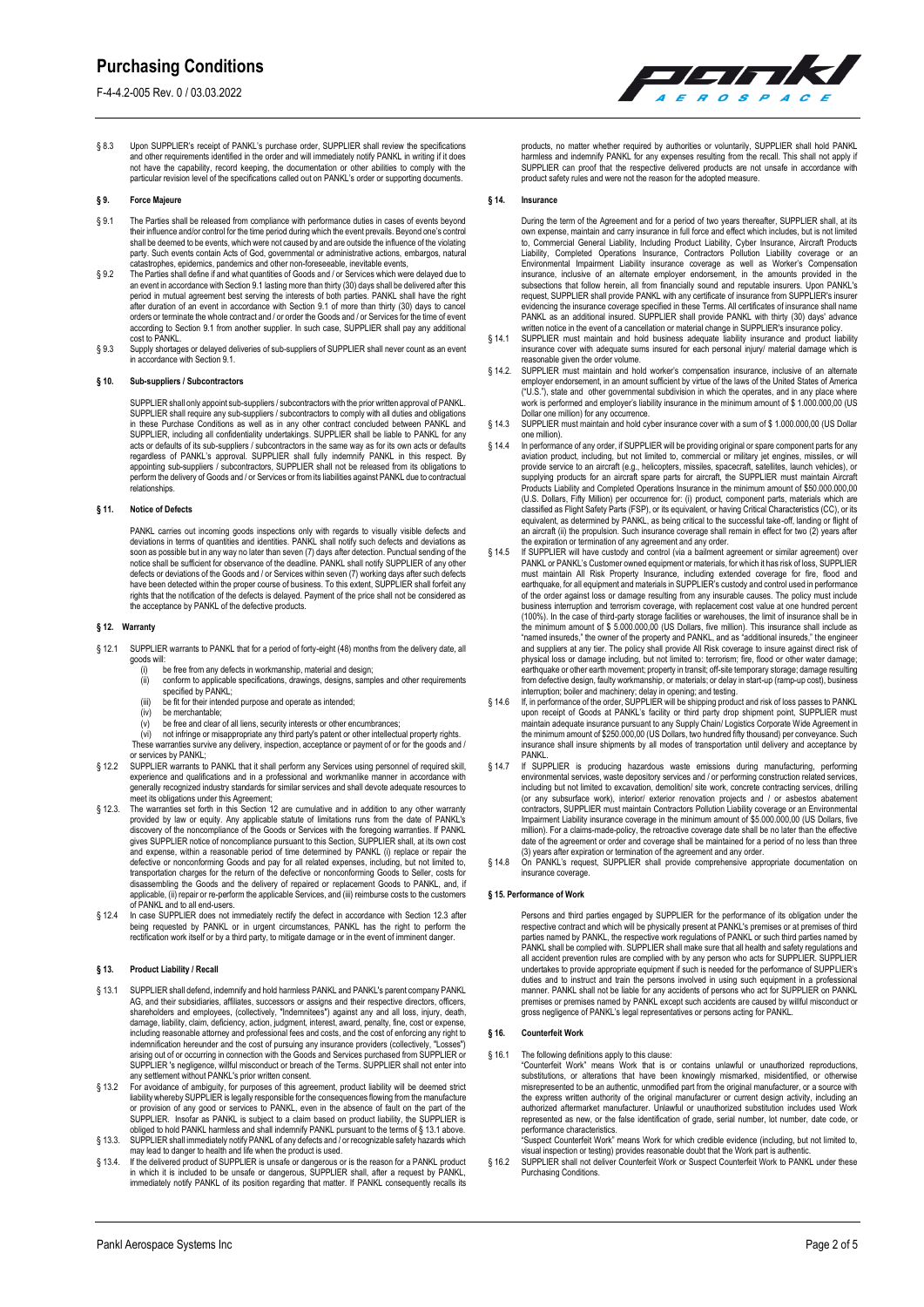§ 8.3 Upon SUPPLIER's receipt of PANKL's purchase order, SUPPLIER shall review the specifications and other requirements identified in the order and will immediately notify PANKL in writing if it does not have the capability, record keeping, the documentation or other abilities to comply with the particular revision level of the specifications called out on PANKL's order or supporting documents.

## § 9. Force Majeure

§ 9.1 The Parties shall be released from compliance with performance duties in cases of events beyond their influence and/or control for the time period during which the event prevails. Beyond one's control shall be deemed to be events, which were not caused by and are outside the influence of the violating party. Such events contain Acts of God, governmental or administrative actions, embargos, natural catastrophes, epidemics, pandemics and other non-foreseeable, inevitable events,

§ 9.2 The Parties shall define if and what quantities of Goods and / or Services which were delayed due to an event in accordance with Section 9.1 lasting more than thirty (30) days shall be delivered after this period in mutual agreement best serving the interests of both parties. PANKL shall have the right after duration of an event in accordance with Section 9.1 of more than thirty (30) days to cancel orders or terminate the whole contract and / or order the Goods and / or Services for the time of event according to Section 9.1 from another supplier. In such case, SUPPLIER shall pay any additional cost to PANKL.

§ 9.3 Supply shortages or delayed deliveries of sub-suppliers of SUPPLIER shall never count as an event in accordance with Section 9.1.

## § 10. Sub-suppliers / Subcontractors

SUPPLIER shall only appoint sub-suppliers / subcontractors with the prior written approval of PANKL. SUPPLIER shall require any sub-suppliers / subcontractors to comply with all duties and obligations in these Purchase Conditions as well as in any other contract concluded between PANKL and SUPPLIER, including all confidentiality undertakings. SUPPLIER shall be liable to PANKL for any acts or defaults of its sub-suppliers / subcontractors in the same way as for its own acts or defaults regardless of PANKL's approval. SUPPLIER shall fully indemnify PANKL in this respect. By appointing sub-suppliers / subcontractors, SUPPLIER shall not be released from its obligations to perform the delivery of Goods and / or Services or from its liabilities against PANKL due to contractual relationships.

## § 11. Notice of Defects

PANKL carries out incoming goods inspections only with regards to visually visible defects and deviations in terms of quantities and identities. PANKL shall notify such defects and deviations as soon as possible but in any way no later than seven (7) days after detection. Punctual sending of the notice shall be sufficient for observance of the deadline. PANKL shall notify SUPPLIER of any other defects or deviations of the Goods and / or Services within seven (7) working days after such defects have been detected within the proper course of business. To this extent, SUPPLIER shall forfeit any rights that the notification of the defects is delayed. Payment of the price shall not be considered as the acceptance by PANKL of the defective products.

## § 12. Warranty

§ 12.1 SUPPLIER warrants to PANKL that for a period of forty-eight (48) months from the delivery date, all goods will:

(i) be free from any defects in workmanship, material and design;
(ii) conform to applicable specifications, drawings, designs, samples and other requirements specified by PANKL;
(iii) be fit for their intended purpose and operate as intended;
(iv) be merchantable;
(v) be free and clear of all liens, security interests or other encumbrances;
(vi) not infringe or misappropriate any third party's patent or other intellectual property rights.

These warranties survive any delivery, inspection, acceptance or payment of or for the goods and / or services by PANKL;

§ 12.2 SUPPLIER warrants to PANKL that it shall perform any Services using personnel of required skill, experience and qualifications and in a professional and workmanlike manner in accordance with generally recognized industry standards for similar services and shall devote adequate resources to meet its obligations under this Agreement;

§ 12.3. The warranties set forth in this Section 12 are cumulative and in addition to any other warranty provided by law or equity. Any applicable statute of limitations runs from the date of PANKL's discovery of the noncompliance of the Goods or Services with the foregoing warranties. If PANKL gives SUPPLIER notice of noncompliance pursuant to this Section, SUPPLIER shall, at its own cost and expense, within a reasonable period of time determined by PANKL (i) replace or repair the defective or nonconforming Goods and pay for all related expenses, including, but not limited to, transportation charges for the return of the defective or nonconforming Goods to Seller, costs for disassembling the Goods and the delivery of repaired or replacement Goods to PANKL, and, if applicable, (ii) repair or re-perform the applicable Services, and (iii) reimburse costs to the customers of PANKL and to all end-users.

§ 12.4 In case SUPPLIER does not immediately rectify the defect in accordance with Section 12.3 after being requested by PANKL or in urgent circumstances, PANKL has the right to perform the rectification work itself or by a third party, to mitigate damage or in the event of imminent danger.

## § 13. Product Liability / Recall

§ 13.1 SUPPLIER shall defend, indemnify and hold harmless PANKL and PANKL's parent company PANKL AG, and their subsidiaries, affiliates, successors or assigns and their respective directors, officers, shareholders and employees, (collectively, "Indemnitees") against any and all loss, injury, death, damage, liability, claim, deficiency, action, judgment, interest, award, penalty, fine, cost or expense, including reasonable attorney and professional fees and costs, and the cost of enforcing any right to indemnification hereunder and the cost of pursuing any insurance providers (collectively, "Losses") arising out of or occurring in connection with the Goods and Services purchased from SUPPLIER or SUPPLIER 's negligence, willful misconduct or breach of the Terms. SUPPLIER shall not enter into any settlement without PANKL's prior written consent.

§ 13.2 For avoidance of ambiguity, for purposes of this agreement, product liability will be deemed strict liability whereby SUPPLIER is legally responsible for the consequences flowing from the manufacture or provision of any good or services to PANKL, even in the absence of fault on the part of the SUPPLIER. Insofar as PANKL is subject to a claim based on product liability, the SUPPLIER is obliged to hold PANKL harmless and shall indemnify PANKL pursuant to the terms of § 13.1 above.

§ 13.3. SUPPLIER shall immediately notify PANKL of any defects and / or recognizable safety hazards which may lead to danger to health and life when the product is used.

§ 13.4. If the delivered product of SUPPLIER is unsafe or dangerous or is the reason for a PANKL product in which it is included to be unsafe or dangerous, SUPPLIER shall, after a request by PANKL, immediately notify PANKL of its position regarding that matter. If PANKL consequently recalls its products, no matter whether required by authorities or voluntarily, SUPPLIER shall hold PANKL harmless and indemnify PANKL for any expenses resulting from the recall. This shall not apply if SUPPLIER can proof that the respective delivered products are not unsafe in accordance with product safety rules and were not the reason for the adopted measure.

## § 14. Insurance

During the term of the Agreement and for a period of two years thereafter, SUPPLIER shall, at its own expense, maintain and carry insurance in full force and effect which includes, but is not limited to, Commercial General Liability, Including Product Liability, Cyber Insurance, Aircraft Products Liability, Completed Operations Insurance, Contractors Pollution Liability coverage or an Environmental Impairment Liability insurance coverage as well as Worker's Compensation insurance, inclusive of an alternate employer endorsement, in the amounts provided in the subsections that follow herein, all from financially sound and reputable insurers. Upon PANKL's request, SUPPLIER shall provide PANKL with any certificate of insurance from SUPPLIER's insurer evidencing the insurance coverage specified in these Terms. All certificates of insurance shall name PANKL as an additional insured. SUPPLIER shall provide PANKL with thirty (30) days' advance written notice in the event of a cancellation or material change in SUPPLIER's insurance policy.

§ 14.1 SUPPLIER must maintain and hold business adequate liability insurance and product liability insurance cover with adequate sums insured for each personal injury/ material damage which is reasonable given the order volume.

§ 14.2. SUPPLIER must maintain and hold worker's compensation insurance, inclusive of an alternate employer endorsement, in an amount sufficient by virtue of the laws of the United States of America ("U.S."), state and other governmental subdivision in which the operates, and in any place where work is performed and employer's liability insurance in the minimum amount of \$ 1.000.000,00 (US Dollar one million) for any occurrence.

§ 14.3 SUPPLIER must maintain and hold cyber insurance cover with a sum of \$ 1.000.000,00 (US Dollar one million).

§ 14.4 In performance of any order, if SUPPLIER will be providing original or spare component parts for any aviation product, including, but not limited to, commercial or military jet engines, missiles, or will provide service to an aircraft (e.g., helicopters, missiles, spacecraft, satellites, launch vehicles), or supplying products for an aircraft spare parts for aircraft, the SUPPLIER must maintain Aircraft Products Liability and Completed Operations Insurance in the minimum amount of \$50.000.000,00 (U.S. Dollars, Fifty Million) per occurrence for: (i) product, component parts, materials which are classified as Flight Safety Parts (FSP), or its equivalent, or having Critical Characteristics (CC), or its equivalent, as determined by PANKL, as being critical to the successful take-off, landing or flight of an aircraft (ii) the propulsion. Such insurance coverage shall remain in effect for two (2) years after the expiration or termination of any agreement and any order.

§ 14.5 If SUPPLIER will have custody and control (via a bailment agreement or similar agreement) over PANKL or PANKL's Customer owned equipment or materials, for which it has risk of loss, SUPPLIER must maintain All Risk Property Insurance, including extended coverage for fire, flood and earthquake, for all equipment and materials in SUPPLIER's custody and control used in performance of the order against loss or damage resulting from any insurable causes. The policy must include business interruption and terrorism coverage, with replacement cost value at one hundred percent (100%). In the case of third-party storage facilities or warehouses, the limit of insurance shall be in the minimum amount of \$ 5.000.000,00 (US Dollars, five million). This insurance shall include as "named insureds," the owner of the property and PANKL, and as "additional insureds," the engineer and suppliers at any tier. The policy shall provide All Risk coverage to insure against direct risk of physical loss or damage including, but not limited to: terrorism; fire, flood or other water damage; earthquake or other earth movement; property in transit; off-site temporary storage; damage resulting from defective design, faulty workmanship, or materials; or delay in start-up (ramp-up cost), business interruption; boiler and machinery; delay in opening; and testing.

§ 14.6 If, in performance of the order, SUPPLIER will be shipping product and risk of loss passes to PANKL upon receipt of Goods at PANKL's facility or third party drop shipment point, SUPPLIER must maintain adequate insurance pursuant to any Supply Chain/ Logistics Corporate Wide Agreement in the minimum amount of \$250.000,00 (US Dollars, two hundred fifty thousand) per conveyance. Such insurance shall insure shipments by all modes of transportation until delivery and acceptance by PANKL.

§ 14.7 If SUPPLIER is producing hazardous waste emissions during manufacturing, performing environmental services, waste depository services and / or performing construction related services, including but not limited to excavation, demolition/ site work, concrete contracting services, drilling (or any subsurface work), interior/ exterior renovation projects and / or asbestos abatement contractors, SUPPLIER must maintain Contractors Pollution Liability coverage or an Environmental Impairment Liability insurance coverage in the minimum amount of \$5.000.000,00 (US Dollars, five million). For a claims-made-policy, the retroactive coverage date shall be no later than the effective date of the agreement or order and coverage shall be maintained for a period of no less than three (3) years after expiration or termination of the agreement and any order.

§ 14.8 On PANKL's request, SUPPLIER shall provide comprehensive appropriate documentation on insurance coverage.

## § 15. Performance of Work

Persons and third parties engaged by SUPPLIER for the performance of its obligation under the respective contract and which will be physically present at PANKL's premises or at premises of third parties named by PANKL, the respective work regulations of PANKL or such third parties named by PANKL shall be complied with. SUPPLIER shall make sure that all health and safety regulations and all accident prevention rules are complied with by any person who acts for SUPPLIER. SUPPLIER undertakes to provide appropriate equipment if such is needed for the performance of SUPPLIER's duties and to instruct and train the persons involved in using such equipment in a professional manner. PANKL shall not be liable for any accidents of persons who act for SUPPLIER on PANKL premises or premises named by PANKL except such accidents are caused by willful misconduct or gross negligence of PANKL's legal representatives or persons acting for PANKL.

## § 16. Counterfeit Work

§ 16.1 The following definitions apply to this clause:

"Counterfeit Work" means Work that is or contains unlawful or unauthorized reproductions, substitutions, or alterations that have been knowingly mismarked, misidentified, or otherwise misrepresented to be an authentic, unmodified part from the original manufacturer, or a source with the express written authority of the original manufacturer or current design activity, including an authorized aftermarket manufacturer. Unlawful or unauthorized substitution includes used Work represented as new, or the false identification of grade, serial number, lot number, date code, or performance characteristics.

"Suspect Counterfeit Work" means Work for which credible evidence (including, but not limited to, visual inspection or testing) provides reasonable doubt that the Work part is authentic.

§ 16.2 SUPPLIER shall not deliver Counterfeit Work or Suspect Counterfeit Work to PANKL under these Purchasing Conditions.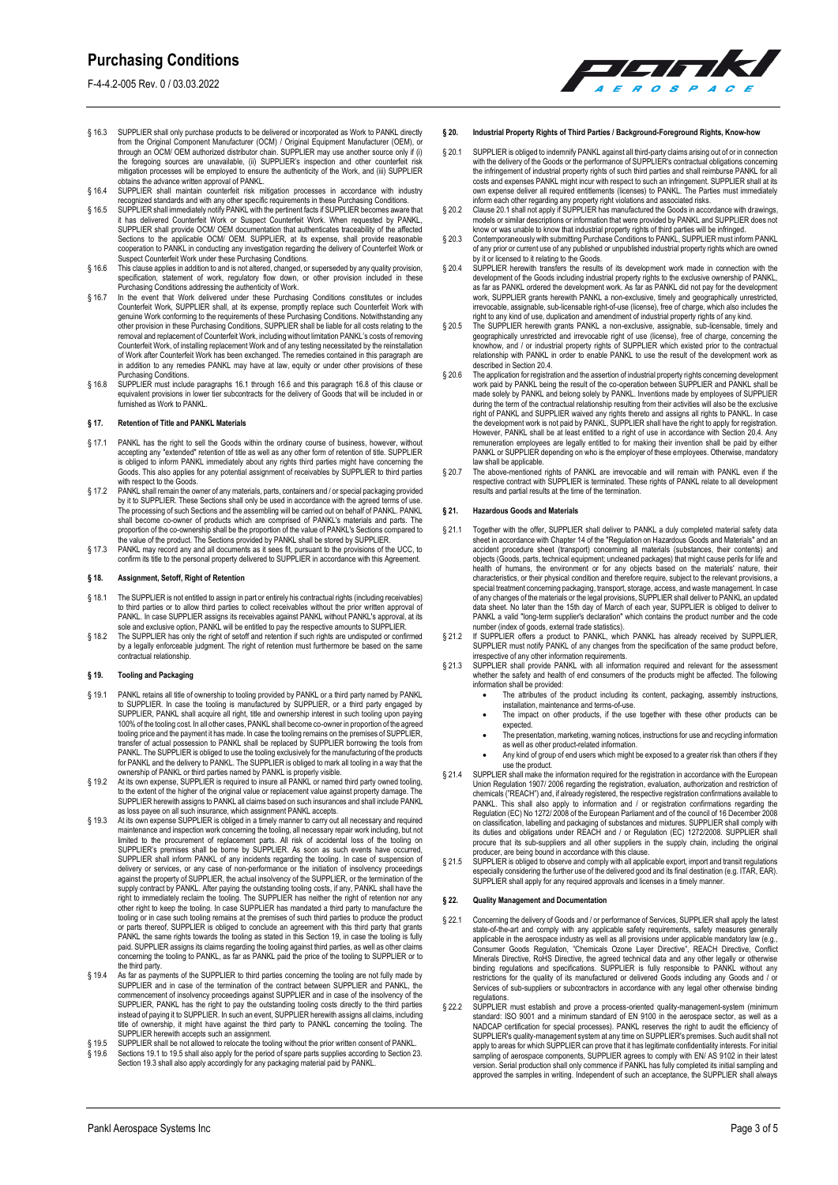§ 16.3 SUPPLIER shall only purchase products to be delivered or incorporated as Work to PANKL directly from the Original Component Manufacturer (OCM) / Original Equipment Manufacturer (OEM), or through an OCM/ OEM authorized distributor chain. SUPPLIER may use another source only if (i) the foregoing sources are unavailable, (ii) SUPPLIER's inspection and other counterfeit risk mitigation processes will be employed to ensure the authenticity of the Work, and (iii) SUPPLIER obtains the advance written approval of PANKL.

§ 16.4 SUPPLIER shall maintain counterfeit risk mitigation processes in accordance with industry recognized standards and with any other specific requirements in these Purchasing Conditions.

§ 16.5 SUPPLIER shall immediately notify PANKL with the pertinent facts if SUPPLIER becomes aware that it has delivered Counterfeit Work or Suspect Counterfeit Work. When requested by PANKL, SUPPLIER shall provide OCM/ OEM documentation that authenticates traceability of the affected Sections to the applicable OCM/ OEM. SUPPLIER, at its expense, shall provide reasonable cooperation to PANKL in conducting any investigation regarding the delivery of Counterfeit Work or Suspect Counterfeit Work under these Purchasing Conditions.

§ 16.6 This clause applies in addition to and is not altered, changed, or superseded by any quality provision, specification, statement of work, regulatory flow down, or other provision included in these Purchasing Conditions addressing the authenticity of Work.

§ 16.7 In the event that Work delivered under these Purchasing Conditions constitutes or includes Counterfeit Work, SUPPLIER shall, at its expense, promptly replace such Counterfeit Work with genuine Work conforming to the requirements of these Purchasing Conditions. Notwithstanding any other provision in these Purchasing Conditions, SUPPLIER shall be liable for all costs relating to the removal and replacement of Counterfeit Work, including without limitation PANKL's costs of removing Counterfeit Work, of installing replacement Work and of any testing necessitated by the reinstallation of Work after Counterfeit Work has been exchanged. The remedies contained in this paragraph are in addition to any remedies PANKL may have at law, equity or under other provisions of these Purchasing Conditions.

§ 16.8 SUPPLIER must include paragraphs 16.1 through 16.6 and this paragraph 16.8 of this clause or equivalent provisions in lower tier subcontracts for the delivery of Goods that will be included in or furnished as Work to PANKL.

## § 17. Retention of Title and PANKL Materials

§ 17.1 PANKL has the right to sell the Goods within the ordinary course of business, however, without accepting any "extended" retention of title as well as any other form of retention of title. SUPPLIER is obliged to inform PANKL immediately about any rights third parties might have concerning the Goods. This also applies for any potential assignment of receivables by SUPPLIER to third parties with respect to the Goods.

§ 17.2 PANKL shall remain the owner of any materials, parts, containers and / or special packaging provided by it to SUPPLIER. These Sections shall only be used in accordance with the agreed terms of use. The processing of such Sections and the assembling will be carried out on behalf of PANKL. PANKL shall become co-owner of products which are comprised of PANKL's materials and parts. The proportion of the co-ownership shall be the proportion of the value of PANKL's Sections compared to the value of the product. The Sections provided by PANKL shall be stored by SUPPLIER.

§ 17.3 PANKL may record any and all documents as it sees fit, pursuant to the provisions of the UCC, to confirm its title to the personal property delivered to SUPPLIER in accordance with this Agreement.

## § 18. Assignment, Setoff, Right of Retention

§ 18.1 The SUPPLIER is not entitled to assign in part or entirely his contractual rights (including receivables) to third parties or to allow third parties to collect receivables without the prior written approval of PANKL. In case SUPPLIER assigns its receivables against PANKL without PANKL's approval, at its sole and exclusive option, PANKL will be entitled to pay the respective amounts to SUPPLIER.

§ 18.2 The SUPPLIER has only the right of setoff and retention if such rights are undisputed or confirmed by a legally enforceable judgment. The right of retention must furthermore be based on the same contractual relationship.

## § 19. Tooling and Packaging

§ 19.1 PANKL retains all title of ownership to tooling provided by PANKL or a third party named by PANKL to SUPPLIER. In case the tooling is manufactured by SUPPLIER, or a third party engaged by SUPPLIER, PANKL shall acquire all right, title and ownership interest in such tooling upon paying 100% of the tooling cost. In all other cases, PANKL shall become co-owner in proportion of the agreed tooling price and the payment it has made. In case the tooling remains on the premises of SUPPLIER, transfer of actual possession to PANKL shall be replaced by SUPPLIER borrowing the tools from PANKL. The SUPPLIER is obliged to use the tooling exclusively for the manufacturing of the products for PANKL and the delivery to PANKL. The SUPPLIER is obliged to mark all tooling in a way that the ownership of PANKL or third parties named by PANKL is properly visible.

§ 19.2 At its own expense, SUPPLIER is required to insure all PANKL or named third party owned tooling, to the extent of the higher of the original value or replacement value against property damage. The SUPPLIER herewith assigns to PANKL all claims based on such insurances and shall include PANKL as loss payee on all such insurance, which assignment PANKL accepts.

§ 19.3 At its own expense SUPPLIER is obliged in a timely manner to carry out all necessary and required maintenance and inspection work concerning the tooling, all necessary repair work including, but not limited to the procurement of replacement parts. All risk of accidental loss of the tooling on SUPPLIER's premises shall be borne by SUPPLIER. As soon as such events have occurred, SUPPLIER shall inform PANKL of any incidents regarding the tooling. In case of suspension of delivery or services, or any case of non-performance or the initiation of insolvency proceedings against the property of SUPPLIER, the actual insolvency of the SUPPLIER, or the termination of the supply contract by PANKL. After paying the outstanding tooling costs, if any, PANKL shall have the right to immediately reclaim the tooling. The SUPPLIER has neither the right of retention nor any other right to keep the tooling. In case SUPPLIER has mandated a third party to manufacture the tooling or in case such tooling remains at the premises of such third parties to produce the product or parts thereof, SUPPLIER is obliged to conclude an agreement with this third party that grants PANKL the same rights towards the tooling as stated in this Section 19, in case the tooling is fully paid. SUPPLIER assigns its claims regarding the tooling against third parties, as well as other claims concerning the tooling to PANKL, as far as PANKL paid the price of the tooling to SUPPLIER or to the third party.

§ 19.4 As far as payments of the SUPPLIER to third parties concerning the tooling are not fully made by SUPPLIER and in case of the termination of the contract between SUPPLIER and PANKL, the commencement of insolvency proceedings against SUPPLIER and in case of the insolvency of the SUPPLIER, PANKL has the right to pay the outstanding tooling costs directly to the third parties instead of paying it to SUPPLIER. In such an event, SUPPLIER herewith assigns all claims, including title of ownership, it might have against the third party to PANKL concerning the tooling. The SUPPLIER herewith accepts such an assignment.

§ 19.5 SUPPLIER shall be not allowed to relocate the tooling without the prior written consent of PANKL.

§ 19.6 Sections 19.1 to 19.5 shall also apply for the period of spare parts supplies according to Section 23. Section 19.3 shall also apply accordingly for any packaging material paid by PANKL.

## § 20. Industrial Property Rights of Third Parties / Background-Foreground Rights, Know-how

§ 20.1 SUPPLIER is obliged to indemnify PANKL against all third-party claims arising out of or in connection with the delivery of the Goods or the performance of SUPPLIER's contractual obligations concerning the infringement of industrial property rights of such third parties and shall reimburse PANKL for all costs and expenses PANKL might incur with respect to such an infringement. SUPPLIER shall at its own expense deliver all required entitlements (licenses) to PANKL. The Parties must immediately inform each other regarding any property right violations and associated risks.

§ 20.2 Clause 20.1 shall not apply if SUPPLIER has manufactured the Goods in accordance with drawings, models or similar descriptions or information that were provided by PANKL and SUPPLIER does not know or was unable to know that industrial property rights of third parties will be infringed.

§ 20.3 Contemporaneously with submitting Purchase Conditions to PANKL, SUPPLIER must inform PANKL of any prior or current use of any published or unpublished industrial property rights which are owned by it or licensed to it relating to the Goods.

§ 20.4 SUPPLIER herewith transfers the results of its development work made in connection with the development of the Goods including industrial property rights to the exclusive ownership of PANKL, as far as PANKL ordered the development work. As far as PANKL did not pay for the development work, SUPPLIER grants herewith PANKL a non-exclusive, timely and geographically unrestricted, irrevocable, assignable, sub-licensable right-of-use (license), free of charge, which also includes the right to any kind of use, duplication and amendment of industrial property rights of any kind.

§ 20.5 The SUPPLIER herewith grants PANKL a non-exclusive, assignable, sub-licensable, timely and geographically unrestricted and irrevocable right of use (license), free of charge, concerning the knowhow, and / or industrial property rights of SUPPLIER which existed prior to the contractual relationship with PANKL in order to enable PANKL to use the result of the development work as described in Section 20.4.

§ 20.6 The application for registration and the assertion of industrial property rights concerning development work paid by PANKL being the result of the co-operation between SUPPLIER and PANKL shall be made solely by PANKL and belong solely by PANKL. Inventions made by employees of SUPPLIER during the term of the contractual relationship resulting from their activities will also be the exclusive right of PANKL and SUPPLIER waived any rights thereto and assigns all rights to PANKL. In case the development work is not paid by PANKL, SUPPLIER shall have the right to apply for registration. However, PANKL shall be at least entitled to a right of use in accordance with Section 20.4. Any remuneration employees are legally entitled to for making their invention shall be paid by either PANKL or SUPPLIER depending on who is the employer of these employees. Otherwise, mandatory law shall be applicable.

§ 20.7 The above-mentioned rights of PANKL are irrevocable and will remain with PANKL even if the respective contract with SUPPLIER is terminated. These rights of PANKL relate to all development results and partial results at the time of the termination.

## § 21. Hazardous Goods and Materials

§ 21.1 Together with the offer, SUPPLIER shall deliver to PANKL a duly completed material safety data sheet in accordance with Chapter 14 of the "Regulation on Hazardous Goods and Materials" and an accident procedure sheet (transport) concerning all materials (substances, their contents) and objects (Goods, parts, technical equipment; uncleaned packages) that might cause perils for life and health of humans, the environment or for any objects based on the materials' nature, their characteristics, or their physical condition and therefore require, subject to the relevant provisions, a special treatment concerning packaging, transport, storage, access, and waste management. In case of any changes of the materials or the legal provisions, SUPPLIER shall deliver to PANKL an updated data sheet. No later than the 15th day of March of each year, SUPPLIER is obliged to deliver to PANKL a valid "long-term supplier's declaration" which contains the product number and the code number (index of goods, external trade statistics).

§ 21.2 If SUPPLIER offers a product to PANKL, which PANKL has already received by SUPPLIER, SUPPLIER must notify PANKL of any changes from the specification of the same product before, irrespective of any other information requirements.

§ 21.3 SUPPLIER shall provide PANKL with all information required and relevant for the assessment whether the safety and health of end consumers of the products might be affected. The following information shall be provided:

- The attributes of the product including its content, packaging, assembly instructions, installation, maintenance and terms-of-use.
- The impact on other products, if the use together with these other products can be expected.
- The presentation, marketing, warning notices, instructions for use and recycling information as well as other product-related information.
- Any kind of group of end users which might be exposed to a greater risk than others if they use the product.

§ 21.4 SUPPLIER shall make the information required for the registration in accordance with the European Union Regulation 1907/ 2006 regarding the registration, evaluation, authorization and restriction of chemicals ("REACH") and, if already registered, the respective registration confirmations available to PANKL. This shall also apply to information and / or registration confirmations regarding the Regulation (EC) No 1272/ 2008 of the European Parliament and of the council of 16 December 2008 on classification, labelling and packaging of substances and mixtures. SUPPLIER shall comply with its duties and obligations under REACH and / or Regulation (EC) 1272/2008. SUPPLIER shall procure that its sub-suppliers and all other suppliers in the supply chain, including the original producer, are being bound in accordance with this clause.

§ 21.5 SUPPLIER is obliged to observe and comply with all applicable export, import and transit regulations especially considering the further use of the delivered good and its final destination (e.g. ITAR, EAR). SUPPLIER shall apply for any required approvals and licenses in a timely manner.

## § 22. Quality Management and Documentation

§ 22.1 Concerning the delivery of Goods and / or performance of Services, SUPPLIER shall apply the latest state-of-the-art and comply with any applicable safety requirements, safety measures generally applicable in the aerospace industry as well as all provisions under applicable mandatory law (e.g., Consumer Goods Regulation, "Chemicals Ozone Layer Directive", REACH Directive, Conflict Minerals Directive, RoHS Directive, the agreed technical data and any other legally or otherwise binding regulations and specifications. SUPPLIER is fully responsible to PANKL without any restrictions for the quality of its manufactured or delivered Goods including any Goods and / or Services of sub-suppliers or subcontractors in accordance with any legal other otherwise binding regulations.

§ 22.2 SUPPLIER must establish and prove a process-oriented quality-management-system (minimum standard: ISO 9001 and a minimum standard of EN 9100 in the aerospace sector, as well as a NADCAP certification for special processes). PANKL reserves the right to audit the efficiency of SUPPLIER's quality-management system at any time on SUPPLIER's premises. Such audit shall not apply to areas for which SUPPLIER can prove that it has legitimate confidentiality interests. For initial sampling of aerospace components, SUPPLIER agrees to comply with EN/ AS 9102 in their latest version. Serial production shall only commence if PANKL has fully completed its initial sampling and approved the samples in writing. Independent of such an acceptance, the SUPPLIER shall always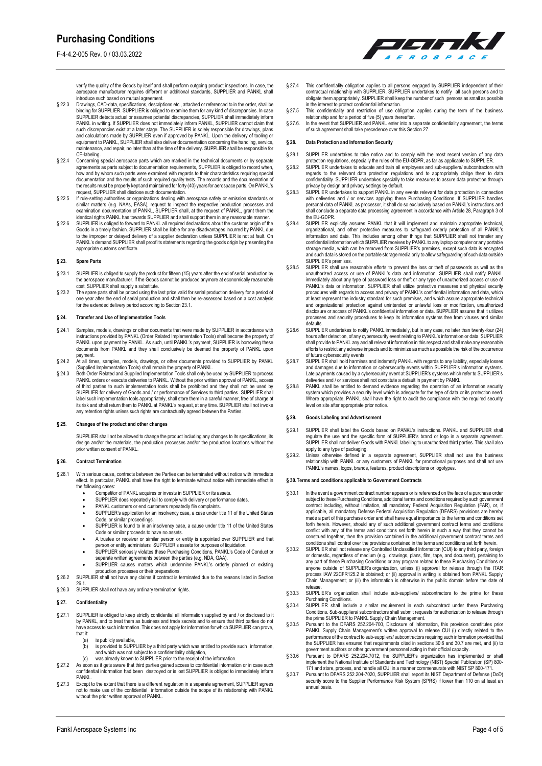verify the quality of the Goods by itself and shall perform outgoing product inspections. In case, the aerospace manufacturer requires different or additional standards, SUPPLIER and PANKL shall introduce such based on mutual agreement.

§ 22.3 Drawings, CAD-data, specifications, descriptions etc., attached or referenced to in the order, shall be binding for SUPPLIER. SUPPLIER is obliged to examine them for any kind of discrepancies. In case SUPPLIER detects actual or assumes potential discrepancies, SUPPLIER shall immediately inform PANKL in writing. If SUPPLIER does not immediately inform PANKL, SUPPLIER cannot claim that such discrepancies exist at a later stage. The SUPPLIER is solely responsible for drawings, plans and calculations made by SUPPLIER even if approved by PANKL. Upon the delivery of tooling or equipment to PANKL, SUPPLIER shall also deliver documentation concerning the handling, service, maintenance, and repair, no later than at the time of the delivery. SUPPLIER shall be responsible for CE-labeling.

§ 22.4 Concerning special aerospace parts which are marked in the technical documents or by separate agreements as parts subject to documentation requirements, SUPPLIER is obliged to record when, how and by whom such parts were examined with regards to their characteristics requiring special documentation and the results of such required quality tests. The records and the documentation of the results must be properly kept and maintained for forty (40) years for aerospace parts. On PANKL's request, SUPPLIER shall disclose such documentation.

§ 22.5 If rule-setting authorities or organizations dealing with aerospace safety or emission standards or similar matters (e.g. NAAs, EASA), request to inspect the respective production processes and examination documentation of PANKL, SUPPLIER shall, at the request of PANKL, grant them the identical rights PANKL has towards SUPPLIER and shall support them in any reasonable manner.

§ 22.6 SUPPLIER is obliged to forward to PANKL all required declarations about the customs origin of the Goods in a timely fashion. SUPPLIER shall be liable for any disadvantages incurred by PANKL due to the improper or delayed delivery of a supplier declaration unless SUPPLIER is not at fault. On PANKL's demand SUPPLIER shall proof its statements regarding the goods origin by presenting the appropriate customs certificate.

### § 23. Spare Parts

§ 23.1 SUPPLIER is obliged to supply the product for fifteen (15) years after the end of serial production by the aerospace manufacturer. If the Goods cannot be produced anymore at economically reasonable cost, SUPPLIER shall supply a substitute.

§ 23.2 The spare parts shall be priced using the last price valid for serial production delivery for a period of one year after the end of serial production and shall then be re-assessed based on a cost analysis for the extended delivery period according to Section 23.1.

### § 24. Transfer and Use of Implementation Tools

§ 24.1 Samples, models, drawings or other documents that were made by SUPPLIER in accordance with instructions provided by PANKL (Order Related Implementation Tools) shall become the property of PANKL upon payment by PANKL. As such, until PANKL's payment, SUPPLIER is borrowing these documents from PANKL and they shall conclusively be deemed the property of PANKL upon payment.

§ 24.2 At all times, samples, models, drawings, or other documents provided to SUPPLIER by PANKL (Supplied Implementation Tools) shall remain the property of PANKL.

§ 24.3 Both Order Related and Supplied Implementation Tools shall only be used by SUPPLIER to process PANKL orders or execute deliveries to PANKL. Without the prior written approval of PANKL, access of third parties to such implementation tools shall be prohibited and they shall not be used by SUPPLIER for delivery of Goods and / or performance of Services to third parties. SUPPLIER shall label such implementation tools appropriately, shall store them in a careful manner, free of charge at its risk and shall return them to PANKL at PANKL's request, at any time. SUPPLIER shall not invoke any retention rights unless such rights are contractually agreed between the Parties.

### § 25. Changes of the product and other changes

SUPPLIER shall not be allowed to change the product including any changes to its specifications, its design and/or the materials, the production processes and/or the production locations without the prior written consent of PANKL.

### § 26. Contract Termination

§ 26.1 With serious cause, contracts between the Parties can be terminated without notice with immediate effect. In particular, PANKL shall have the right to terminate without notice with immediate effect in the following cases:

- Competitor of PANKL acquires or invests in SUPPLIER or its assets.
- SUPPLIER does repeatedly fail to comply with delivery or performance dates.
- PANKL customers or end customers repeatedly file complaints.
- SUPPLIER's application for an insolvency case, a case under title 11 of the United States Code, or similar proceedings.
- SUPPLIER is found to in an insolvency case, a cause under title 11 of the United States Code or similar proceeds to have no assets.
- A trustee or receiver or similar person or entity is appointed over SUPPLIER and that person or entity administers SUPPLIER's assets for purposes of liquidation.
- SUPPLIER seriously violates these Purchasing Conditions, PANKL's Code of Conduct or separate written agreements between the parties (e.g. NDA, QAA).
- SUPPLIER causes matters which undermine PANKL's orderly planned or existing production processes or their preparations.

§ 26.2 SUPPLIER shall not have any claims if contract is terminated due to the reasons listed in Section 26.1.

§ 26.3 SUPPLIER shall not have any ordinary termination rights.

### § 27. Confidentiality

§ 27.1 SUPPLIER is obliged to keep strictly confidential all information supplied by and / or disclosed to it by PANKL, and to treat them as business and trade secrets and to ensure that third parties do not have access to such information. This does not apply for information for which SUPPLIER can prove, that it:

(a) is publicly available,
(b) is provided to SUPPLIER by a third party which was entitled to provide such information, and which was not subject to a confidentiality obligation,
(c) was already known to SUPPLIER prior to the receipt of the information.

§ 27.2 As soon as it gets aware that third parties gained access to confidential information or in case such confidential information had been destroyed or is lost SUPPLIER is obliged to immediately inform PANKL.

§ 27.3 Except to the extent that there is a different regulation in a separate agreement, SUPPLIER agrees not to make use of the confidential information outside the scope of its relationship with PANKL without the prior written approval of PANKL.

§ 27.4 This confidentiality obligation applies to all persons engaged by SUPPLIER independent of their contractual relationship with SUPPLIER. SUPPLIER undertakes to notify all such persons and to obligate them appropriately. SUPPLIER shall keep the number of such persons as small as possible in the interest to protect confidential information.

§ 27.5 This confidentiality and restriction of use obligation applies during the term of the business relationship and for a period of five (5) years thereafter.

§ 27.6. In the event that SUPPLIER and PANKL enter into a separate confidentiality agreement, the terms of such agreement shall take precedence over this Section 27.

### § 28. Data Protection and Information Security

§ 28.1 SUPPLIER undertakes to take notice and to comply with the most recent version of any data protection regulations, especially the rules of the EU-GDPR, as far as applicable to SUPPLIER.

§ 28.2 SUPPLIER undertakes to educate and train all employees and sub-suppliers/ subcontractors with regards to the relevant data protection regulations and to appropriately oblige them to data confidentiality. SUPPLIER undertakes specially to take measures to assure data protection through privacy by design and privacy settings by default.

§ 28.3 SUPPLIER undertakes to support PANKL in any events relevant for data protection in connection with deliveries and / or services applying these Purchasing Conditions. If SUPPLIER handles personal data of PANKL as processor, it shall do so exclusively based on PANKL's instructions and shall conclude a separate data processing agreement in accordance with Article 28, Paragraph 3 of the EU-GDPR.

§ 28.4 SUPPLIER explicitly assures PANKL that it will implement and maintain appropriate technical, organizational, and other protective measures to safeguard orderly protection of all PANKL's information and data. This includes among other things that SUPPLIER shall not transfer any confidential information which SUPPLIER receives by PANKL to any laptop computer or any portable storage media, which can be removed from SUPPLIER's premises, except such data is encrypted and such data is stored on the portable storage media only to allow safeguarding of such data outside SUPPLIER's premises.

§ 28.5 SUPPLIER shall use reasonable efforts to prevent the loss or theft of passwords as well as the unauthorized access or use of PANKL's data and information. SUPPLIER shall notify PANKL immediately about any type of password loss or theft or any type of unauthorized access or use of PANKL's data or information. SUPPLIER shall utilize protective measures and physical security procedures with regards to access and privacy of PANKL's confidential information and data, which at least represent the industry standard for such premises, and which assure appropriate technical and organizational protection against unintended or unlawful loss or modification, unauthorized disclosure or access of PANKL's confidential information or data. SUPPLIER assures that it utilizes processes and security procedures to keep its information systems free from viruses and similar defaults.

§ 28.6 SUPPLIER undertakes to notify PANKL immediately, but in any case, no later than twenty-four (24) hours after detection, of any cybersecurity event relating to PANKL's information or data. SUPPLIER shall provide to PANKL any and all relevant information in this respect and shall make any reasonable efforts to restrict any adverse impacts and to minimize as much as possible the risk of the occurrence of future cybersecurity events.

§ 28.7 SUPPLIER shall hold harmless and indemnify PANKL with regards to any liability, especially losses and damages due to information or cybersecurity events within SUPPLIER's information systems. Late payments caused by a cybersecurity event at SUPPLIER's systems which refer to SUPPLIER's deliveries and / or services shall not constitute a default in payment by PANKL.

§ 28.8 PANKL shall be entitled to demand evidence regarding the operation of an information security system which provides a security level which is adequate for the type of data or its protection need. Where appropriate, PANKL shall have the right to audit the compliance with the required security level on site after appropriate prior notice.

### § 29. Goods Labeling and Advertisement

§ 29.1 SUPPLIER shall label the Goods based on PANKL's instructions. PANKL and SUPPLIER shall regulate the use and the specific form of SUPPLIER's brand or logo in a separate agreement. SUPPLIER shall not deliver Goods with PANKL labelling to unauthorized third parties. This shall also apply to any type of packaging.

§ 29.2. Unless otherwise defined in a separate agreement, SUPPLIER shall not use the business relationship with PANKL or any customers of PANKL for promotional purposes and shall not use PANKL's names, logos, brands, features, product descriptions or logotypes.

### § 30. Terms and conditions applicable to Government Contracts

§ 30.1 In the event a government contract number appears or is referenced on the face of a purchase order subject to these Purchasing Conditions, additional terms and conditions required by such government contract including, without limitation, all mandatory Federal Acquisition Regulation (FAR), or, if applicable, all mandatory Defense Federal Acquisition Regulation (DFARS) provisions are hereby made a part of this purchase order and shall have equal importance to the terms and conditions set forth herein. However, should any of such additional government contract terms and conditions conflict with any of the terms and conditions set forth herein in such a way that they cannot be construed together, then the provision contained in the additional government contract terms and conditions shall control over the provisions contained in the terms and conditions set forth herein.

§ 30.2 SUPPLIER shall not release any Controlled Unclassified Information (CUI) to any third party, foreign or domestic, regardless of medium (e.g., drawings, plans, film, tape, and document), pertaining to any part of these Purchasing Conditions or any program related to these Purchasing Conditions or anyone outside of SUPPLIER's organization, unless (i) approval for release through the ITAR process IAW 22CFR125.2 is obtained; or (ii) approval in writing is obtained from PANKL Supply Chain Management; or (iii) the information is otherwise in the public domain before the date of release.

§ 30.3 SUPPLIER's organization shall include sub-suppliers/ subcontractors to the prime for these Purchasing Conditions.

§ 30.4 SUPPLIER shall include a similar requirement in each subcontract under these Purchasing Conditions. Sub-suppliers/ subcontractors shall submit requests for authorization to release through the prime SUPPLIER to PANKL Supply Chain Management.

§ 30.5 Pursuant to the DFARS 252.204-700, Disclosure of Information, this provision constitutes prior PANKL Supply Chain Management's written approval to release CUI (i) directly related to the performance of the contract to sub-suppliers/ subcontractors requiring such information provided that the SUPPLIER has ensured that requirements cited in sections 30.6 and 30.7 are met, and (ii) to government auditors or other government personnel acting in their official capacity.

§ 30.6 Pursuant to DFARS 252.204.7012, the SUPPLIER's organization has implemented or shall implement the National Institute of Standards and Technology (NIST) Special Publication (SP) 800-171 and store, process, and handle all CUI in a manner commensurate with NIST SP 800-171.

§ 30.7 Pursuant to DFARS 252.204-7020, SUPPLIER shall report its NIST Department of Defense (DoD) security score to the Supplier Performance Risk System (SPRS) if lower than 110 on at least an annual basis.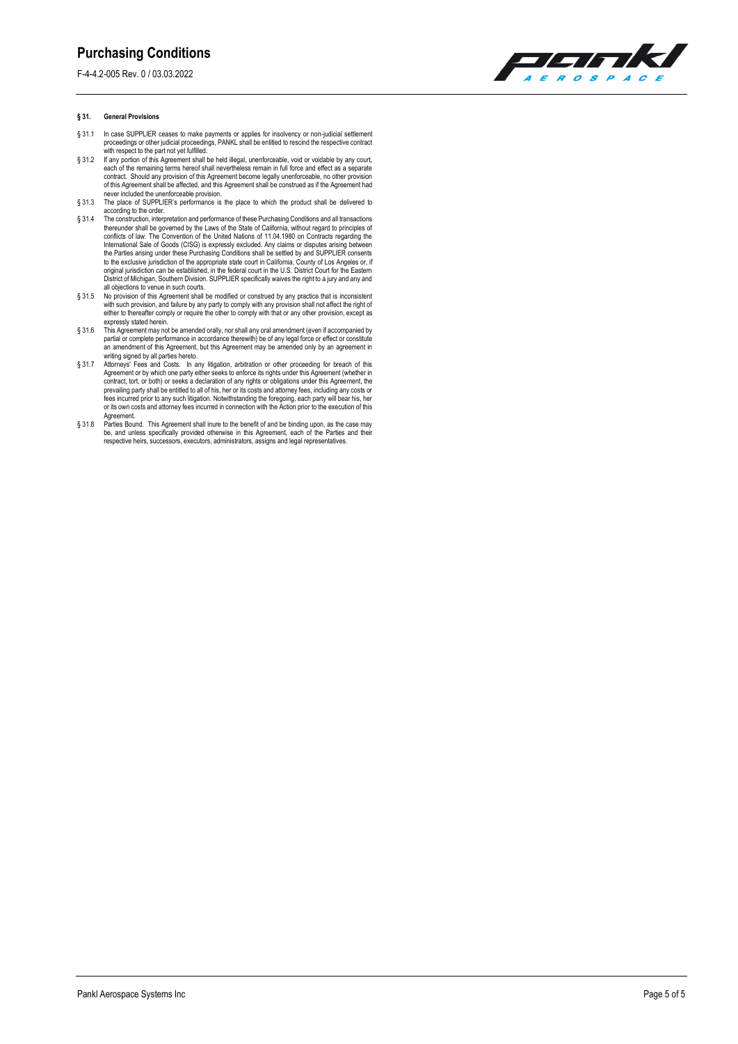### § 31. General Provisions

§ 31.1 In case SUPPLIER ceases to make payments or applies for insolvency or non-judicial settlement proceedings or other judicial proceedings, PANKL shall be entitled to rescind the respective contract with respect to the part not yet fulfilled.

§ 31.2 If any portion of this Agreement shall be held illegal, unenforceable, void or voidable by any court, each of the remaining terms hereof shall nevertheless remain in full force and effect as a separate contract. Should any provision of this Agreement become legally unenforceable, no other provision of this Agreement shall be affected, and this Agreement shall be construed as if the Agreement had never included the unenforceable provision.

§ 31.3 The place of SUPPLIER's performance is the place to which the product shall be delivered to according to the order.

§ 31.4 The construction, interpretation and performance of these Purchasing Conditions and all transactions thereunder shall be governed by the Laws of the State of California, without regard to principles of conflicts of law. The Convention of the United Nations of 11.04.1980 on Contracts regarding the International Sale of Goods (CISG) is expressly excluded. Any claims or disputes arising between the Parties arising under these Purchasing Conditions shall be settled by and SUPPLIER consents to the exclusive jurisdiction of the appropriate state court in California, County of Los Angeles or, if original jurisdiction can be established, in the federal court in the U.S. District Court for the Eastern District of Michigan, Southern Division. SUPPLIER specifically waives the right to a jury and any and all objections to venue in such courts.

§ 31.5 No provision of this Agreement shall be modified or construed by any practice that is inconsistent with such provision, and failure by any party to comply with any provision shall not affect the right of either to thereafter comply or require the other to comply with that or any other provision, except as expressly stated herein.

§ 31.6 This Agreement may not be amended orally, nor shall any oral amendment (even if accompanied by partial or complete performance in accordance therewith) be of any legal force or effect or constitute an amendment of this Agreement, but this Agreement may be amended only by an agreement in writing signed by all parties hereto.

§ 31.7 Attorneys' Fees and Costs. In any litigation, arbitration or other proceeding for breach of this Agreement or by which one party either seeks to enforce its rights under this Agreement (whether in contract, tort, or both) or seeks a declaration of any rights or obligations under this Agreement, the prevailing party shall be entitled to all of his, her or its costs and attorney fees, including any costs or fees incurred prior to any such litigation. Notwithstanding the foregoing, each party will bear his, her or its own costs and attorney fees incurred in connection with the Action prior to the execution of this Agreement.

§ 31.8 Parties Bound. This Agreement shall inure to the benefit of and be binding upon, as the case may be, and unless specifically provided otherwise in this Agreement, each of the Parties and their respective heirs, successors, executors, administrators, assigns and legal representatives.